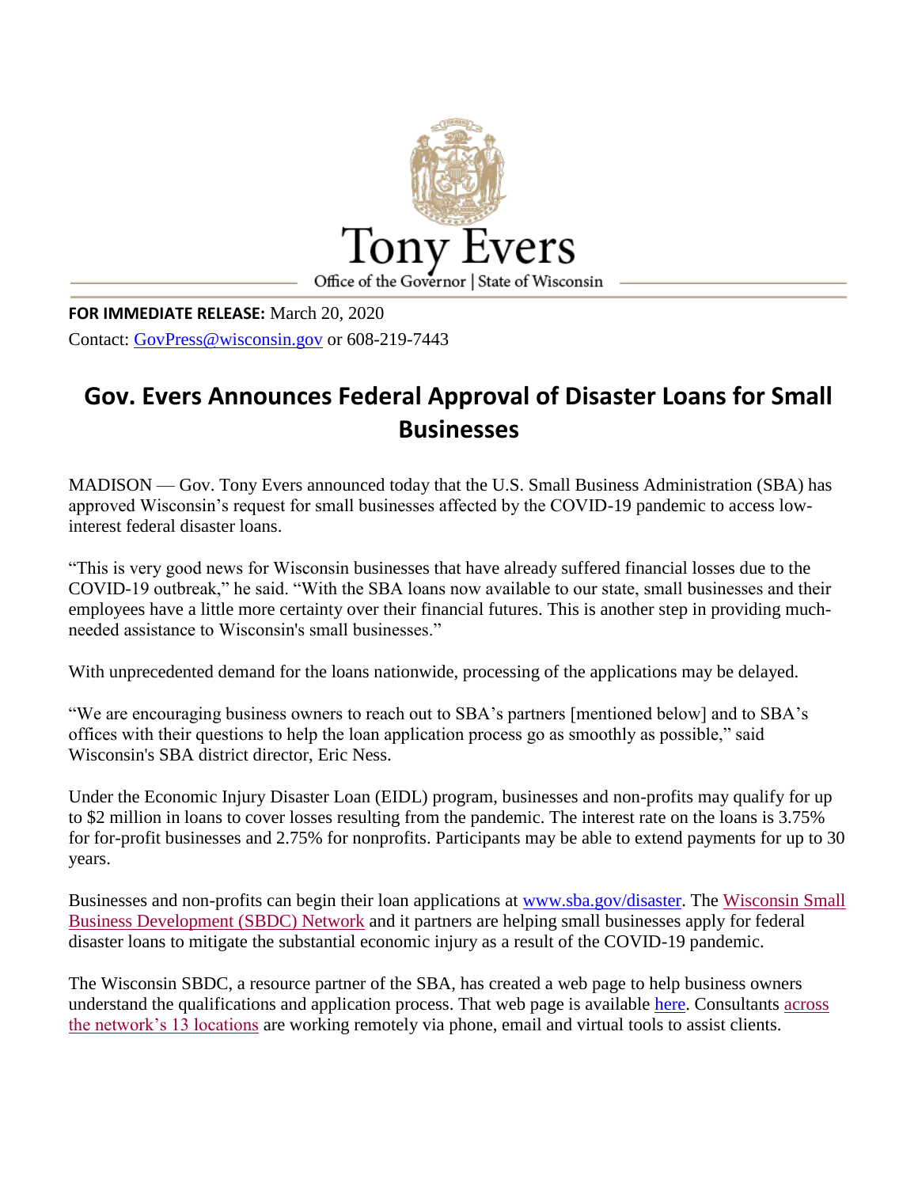Tony Evers

Office of the Governor | State of Wisconsin

**FOR IMMEDIATE RELEASE:** March 20, 2020

Contact: GovPress@wisconsin.gov or 608-219-7443

# Gov. Evers Announces Federal Approval of Disaster Loans for Small Businesses

MADISON — Gov. Tony Evers announced today that the U.S. Small Business Administration (SBA) has approved Wisconsin's request for small businesses affected by the COVID-19 pandemic to access low-interest federal disaster loans.

"This is very good news for Wisconsin businesses that have already suffered financial losses due to the COVID-19 outbreak," he said. "With the SBA loans now available to our state, small businesses and their employees have a little more certainty over their financial futures. This is another step in providing much-needed assistance to Wisconsin's small businesses."

With unprecedented demand for the loans nationwide, processing of the applications may be delayed.

"We are encouraging business owners to reach out to SBA's partners [mentioned below] and to SBA's offices with their questions to help the loan application process go as smoothly as possible," said Wisconsin's SBA district director, Eric Ness.

Under the Economic Injury Disaster Loan (EIDL) program, businesses and non-profits may qualify for up to $2 million in loans to cover losses resulting from the pandemic. The interest rate on the loans is 3.75% for for-profit businesses and 2.75% for nonprofits. Participants may be able to extend payments for up to 30 years.

Businesses and non-profits can begin their loan applications at www.sba.gov/disaster. The Wisconsin Small Business Development (SBDC) Network and it partners are helping small businesses apply for federal disaster loans to mitigate the substantial economic injury as a result of the COVID-19 pandemic.

The Wisconsin SBDC, a resource partner of the SBA, has created a web page to help business owners understand the qualifications and application process. That web page is available here. Consultants across the network's 13 locations are working remotely via phone, email and virtual tools to assist clients.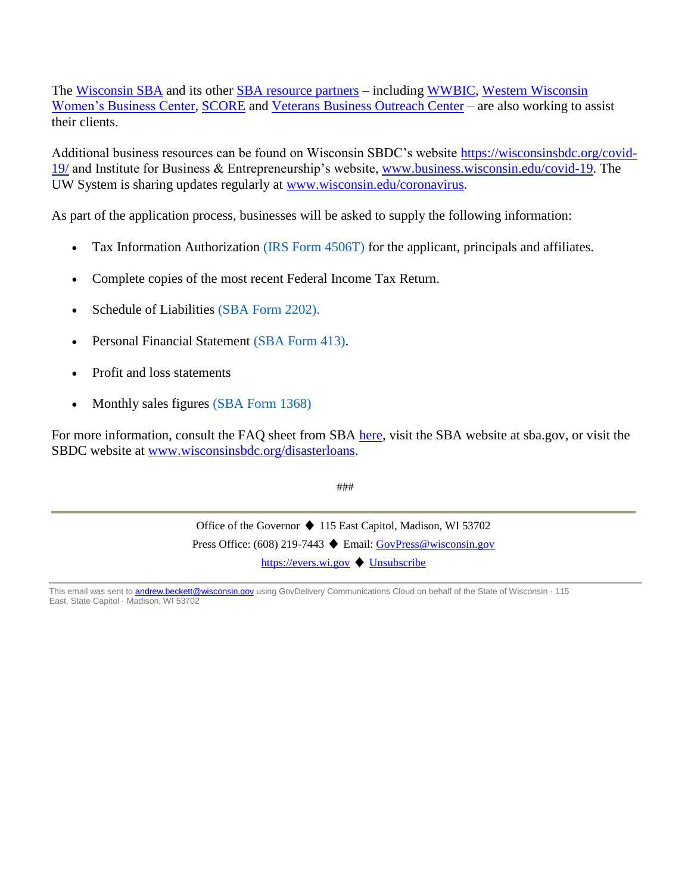The Wisconsin SBA and its other SBA resource partners – including WWBIC, Western Wisconsin Women's Business Center, SCORE and Veterans Business Outreach Center – are also working to assist their clients.

Additional business resources can be found on Wisconsin SBDC's website https://wisconsinsbdc.org/covid-19/ and Institute for Business & Entrepreneurship's website, www.business.wisconsin.edu/covid-19. The UW System is sharing updates regularly at www.wisconsin.edu/coronavirus.

As part of the application process, businesses will be asked to supply the following information:

- Tax Information Authorization (IRS Form 4506T) for the applicant, principals and affiliates.
- Complete copies of the most recent Federal Income Tax Return.
- Schedule of Liabilities (SBA Form 2202).
- Personal Financial Statement (SBA Form 413).
- Profit and loss statements
- Monthly sales figures (SBA Form 1368)

For more information, consult the FAQ sheet from SBA here, visit the SBA website at sba.gov, or visit the SBDC website at www.wisconsinsbdc.org/disasterloans.

###

---

Office of the Governor ◆ 115 East Capitol, Madison, WI 53702

Press Office: (608) 219-7443 ◆ Email: GovPress@wisconsin.gov

https://evers.wi.gov ◆ Unsubscribe

---

This email was sent to andrew.beckett@wisconsin.gov using GovDelivery Communications Cloud on behalf of the State of Wisconsin · 115 East, State Capitol · Madison, WI 53702